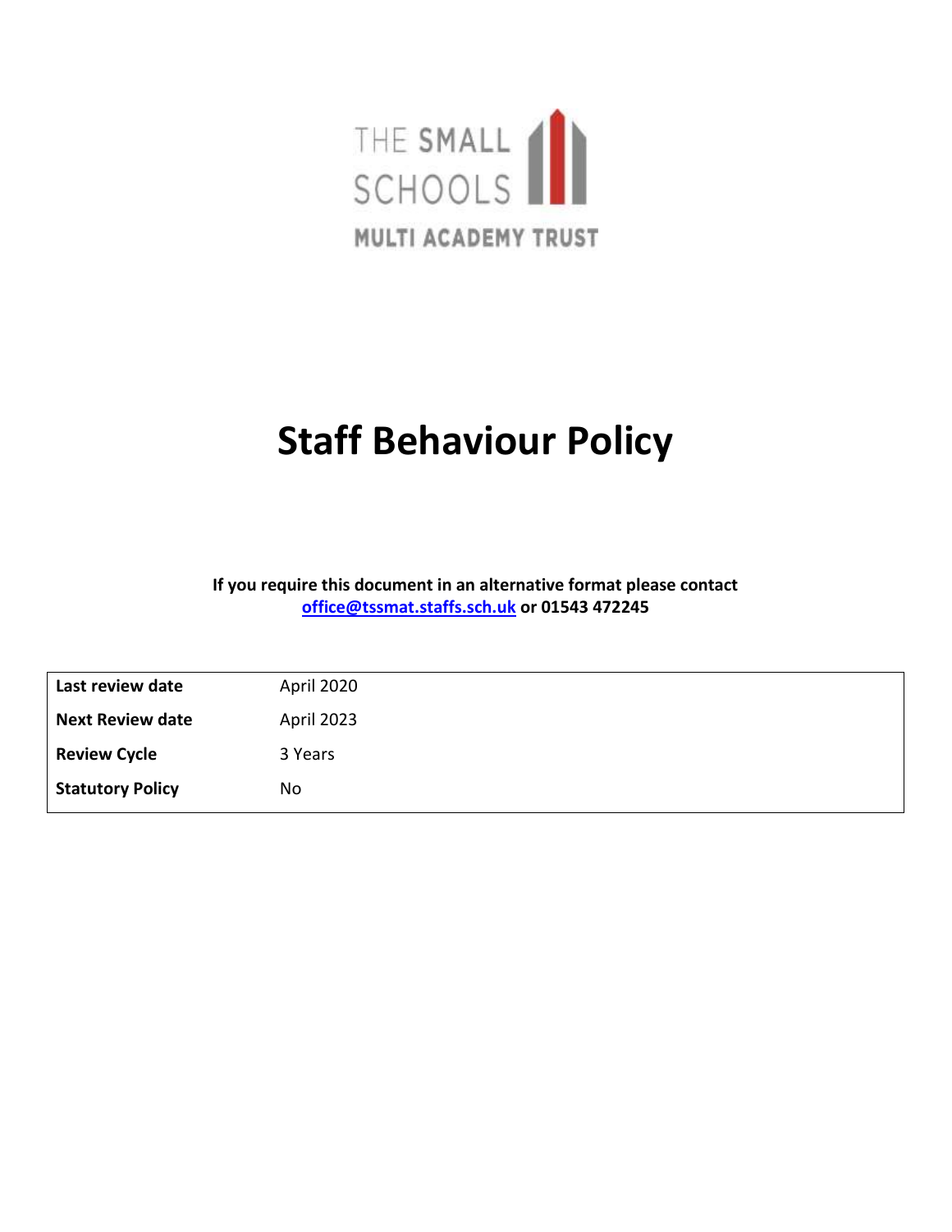THE SMALL SCHOOLS

MULTI ACADEMY TRUST

# Staff Behaviour Policy

**If you require this document in an alternative format please contact [office@tssmat.staffs.sch.uk](mailto:office@tssmat.staffs.sch.uk) or 01543 472245**

| **Last review date** | April 2020 |
|---|---|
| **Next Review date** | April 2023 |
| **Review Cycle** | 3 Years |
| **Statutory Policy** | No |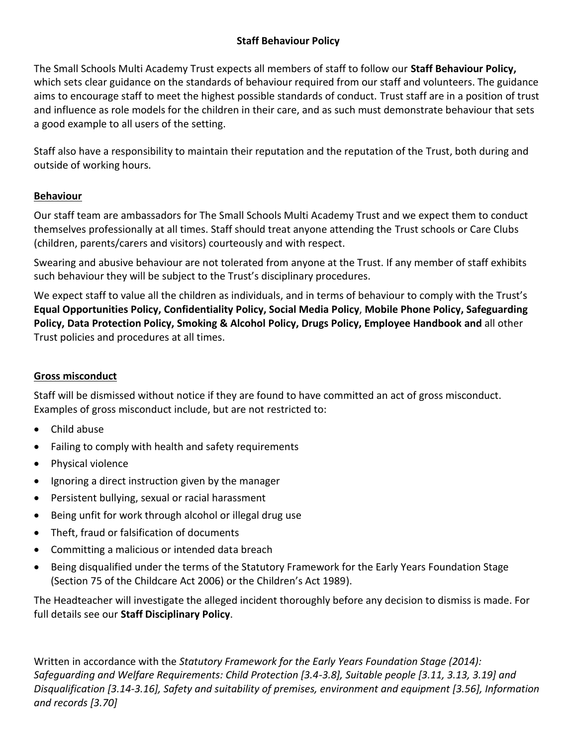**Staff Behaviour Policy**

The Small Schools Multi Academy Trust expects all members of staff to follow our **Staff Behaviour Policy,** which sets clear guidance on the standards of behaviour required from our staff and volunteers. The guidance aims to encourage staff to meet the highest possible standards of conduct. Trust staff are in a position of trust and influence as role models for the children in their care, and as such must demonstrate behaviour that sets a good example to all users of the setting.

Staff also have a responsibility to maintain their reputation and the reputation of the Trust, both during and outside of working hours.

## Behaviour

Our staff team are ambassadors for The Small Schools Multi Academy Trust and we expect them to conduct themselves professionally at all times. Staff should treat anyone attending the Trust schools or Care Clubs (children, parents/carers and visitors) courteously and with respect.

Swearing and abusive behaviour are not tolerated from anyone at the Trust. If any member of staff exhibits such behaviour they will be subject to the Trust's disciplinary procedures.

We expect staff to value all the children as individuals, and in terms of behaviour to comply with the Trust's **Equal Opportunities Policy, Confidentiality Policy, Social Media Policy**, **Mobile Phone Policy, Safeguarding Policy, Data Protection Policy, Smoking & Alcohol Policy, Drugs Policy, Employee Handbook and** all other Trust policies and procedures at all times.

## Gross misconduct

Staff will be dismissed without notice if they are found to have committed an act of gross misconduct. Examples of gross misconduct include, but are not restricted to:

- Child abuse
- Failing to comply with health and safety requirements
- Physical violence
- Ignoring a direct instruction given by the manager
- Persistent bullying, sexual or racial harassment
- Being unfit for work through alcohol or illegal drug use
- Theft, fraud or falsification of documents
- Committing a malicious or intended data breach
- Being disqualified under the terms of the Statutory Framework for the Early Years Foundation Stage (Section 75 of the Childcare Act 2006) or the Children's Act 1989).

The Headteacher will investigate the alleged incident thoroughly before any decision to dismiss is made. For full details see our **Staff Disciplinary Policy**.

Written in accordance with the *Statutory Framework for the Early Years Foundation Stage (2014): Safeguarding and Welfare Requirements: Child Protection [3.4-3.8], Suitable people [3.11, 3.13, 3.19] and Disqualification [3.14-3.16], Safety and suitability of premises, environment and equipment [3.56], Information and records [3.70]*